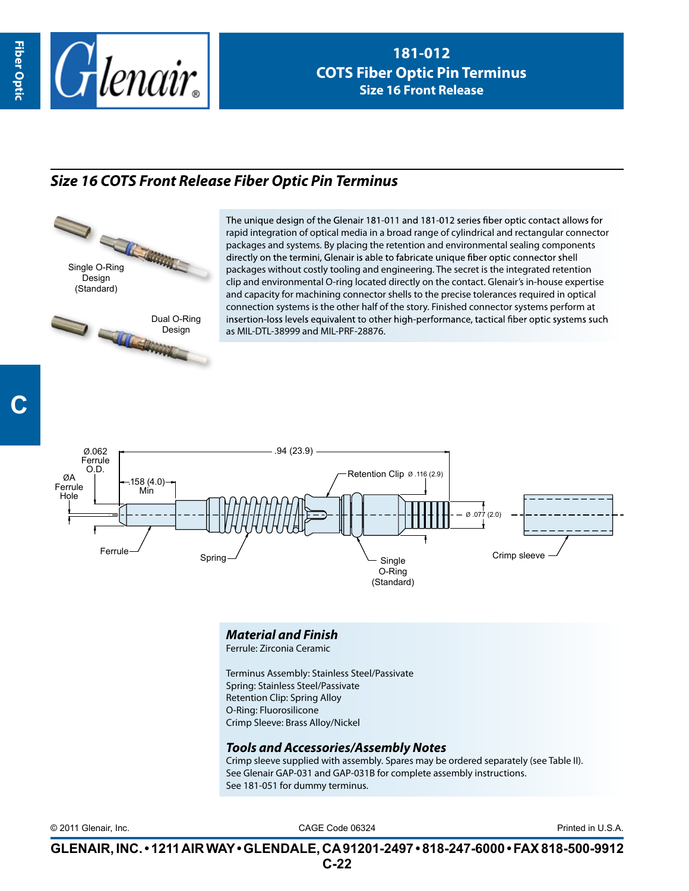# 181-012
## COTS Fiber Optic Pin Terminus
### Size 16 Front Release

## *Size 16 COTS Front Release Fiber Optic Pin Terminus*

Single O-Ring Design (Standard)

Dual O-Ring Design

The unique design of the Glenair 181-011 and 181-012 series fiber optic contact allows for rapid integration of optical media in a broad range of cylindrical and rectangular connector packages and systems. By placing the retention and environmental sealing components directly on the termini, Glenair is able to fabricate unique fiber optic connector shell packages without costly tooling and engineering. The secret is the integrated retention clip and environmental O-ring located directly on the contact. Glenair's in-house expertise and capacity for machining connector shells to the precise tolerances required in optical connection systems is the other half of the story. Finished connector systems perform at insertion-loss levels equivalent to other high-performance, tactical fiber optic systems such as MIL-DTL-38999 and MIL-PRF-28876.

Ø.062 Ferrule O.D.

ØA Ferrule Hole

.158 (4.0) Min

.94 (23.9)

Retention Clip Ø .116 (2.9)

Ø .077 (2.0)

Ferrule

Spring

Single O-Ring (Standard)

Crimp sleeve

### *Material and Finish*

Ferrule: Zirconia Ceramic

Terminus Assembly: Stainless Steel/Passivate
Spring: Stainless Steel/Passivate
Retention Clip: Spring Alloy
O-Ring: Fluorosilicone
Crimp Sleeve: Brass Alloy/Nickel

### *Tools and Accessories/Assembly Notes*

Crimp sleeve supplied with assembly. Spares may be ordered separately (see Table II).
See Glenair GAP-031 and GAP-031B for complete assembly instructions.
See 181-051 for dummy terminus.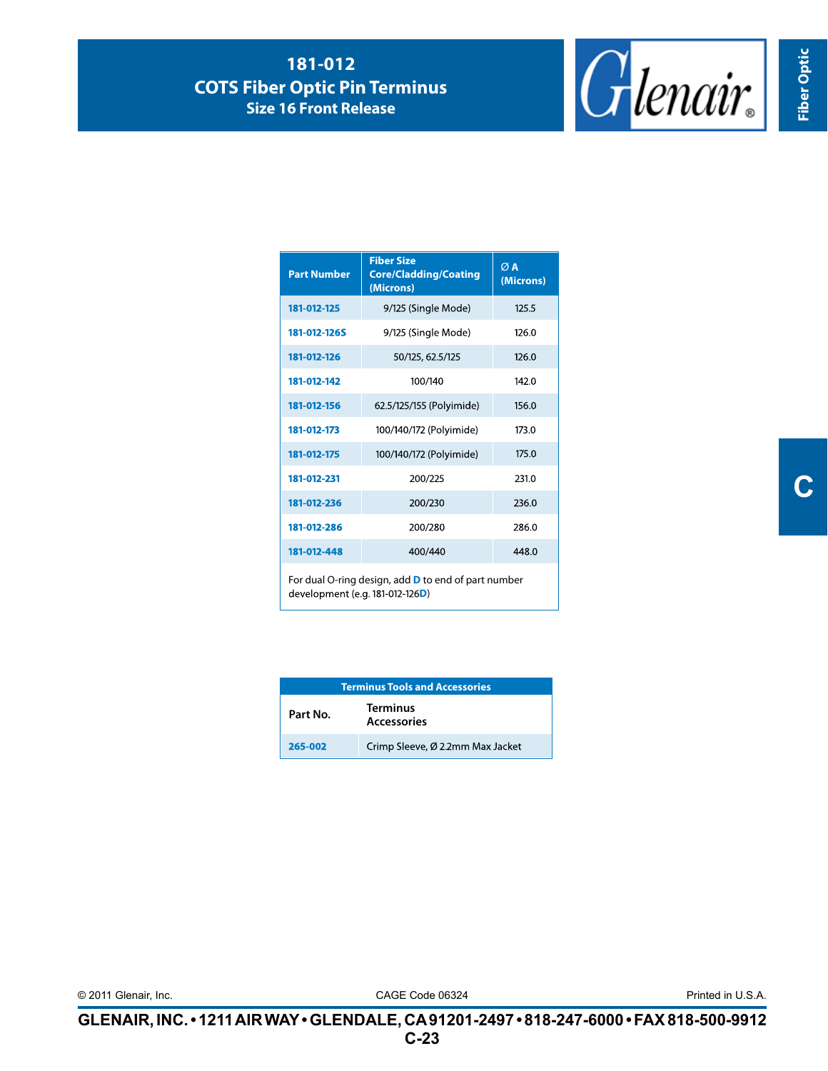# 181-012
## COTS Fiber Optic Pin Terminus
### Size 16 Front Release

| Part Number | Fiber Size Core/Cladding/Coating (Microns) | Ø A (Microns) |
|---|---|---|
| 181-012-125 | 9/125 (Single Mode) | 125.5 |
| 181-012-126S | 9/125 (Single Mode) | 126.0 |
| 181-012-126 | 50/125, 62.5/125 | 126.0 |
| 181-012-142 | 100/140 | 142.0 |
| 181-012-156 | 62.5/125/155 (Polyimide) | 156.0 |
| 181-012-173 | 100/140/172 (Polyimide) | 173.0 |
| 181-012-175 | 100/140/172 (Polyimide) | 175.0 |
| 181-012-231 | 200/225 | 231.0 |
| 181-012-236 | 200/230 | 236.0 |
| 181-012-286 | 200/280 | 286.0 |
| 181-012-448 | 400/440 | 448.0 |

For dual O-ring design, add **D** to end of part number development (e.g. 181-012-126**D**)

| Terminus Tools and Accessories | |
|---|---|
| **Part No.** | **Terminus Accessories** |
| 265-002 | Crimp Sleeve, Ø 2.2mm Max Jacket |

© 2011 Glenair, Inc. CAGE Code 06324 Printed in U.S.A.

**GLENAIR, INC. • 1211 AIR WAY • GLENDALE, CA 91201-2497 • 818-247-6000 • FAX 818-500-9912**